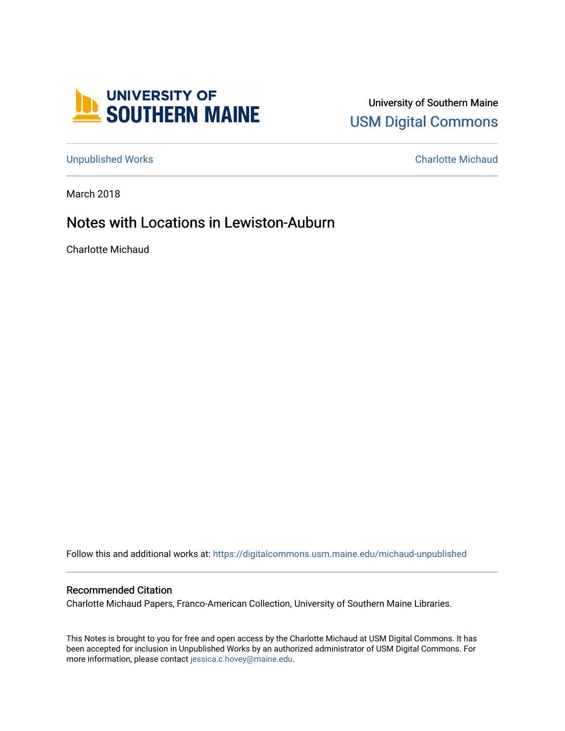University of Southern Maine

USM Digital Commons

Unpublished Works

Charlotte Michaud

March 2018

# Notes with Locations in Lewiston-Auburn

Charlotte Michaud

Follow this and additional works at: https://digitalcommons.usm.maine.edu/michaud-unpublished

## Recommended Citation

Charlotte Michaud Papers, Franco-American Collection, University of Southern Maine Libraries.

This Notes is brought to you for free and open access by the Charlotte Michaud at USM Digital Commons. It has been accepted for inclusion in Unpublished Works by an authorized administrator of USM Digital Commons. For more information, please contact jessica.c.hovey@maine.edu.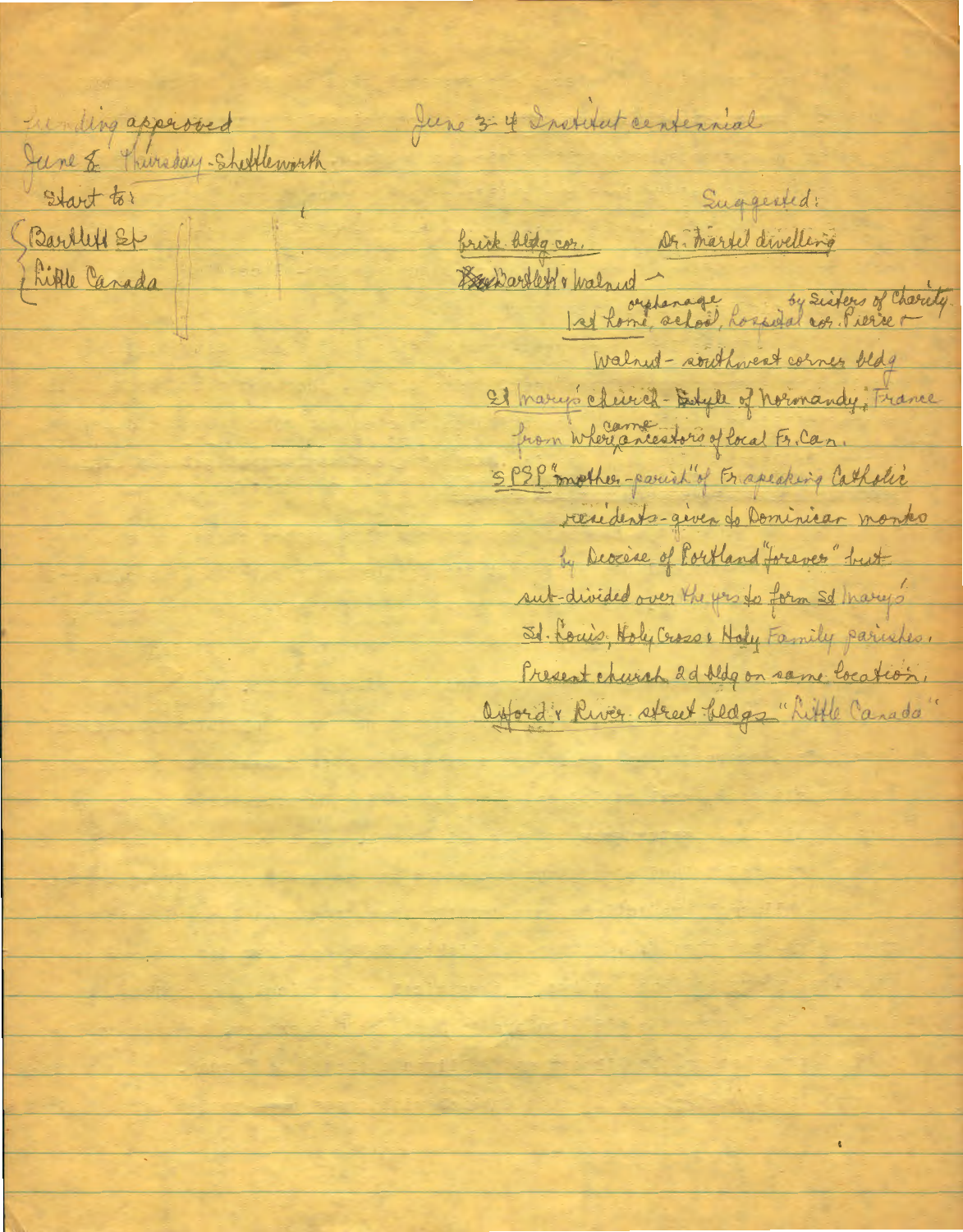Pending approved
June 8 Thursday - Shuttleworth
Start to:
Bartlett St
Little Canada

June 3-4 Institut centennial

Suggested:

brick bldg cor. Dr. Martel dwelling
~~Ba~~ Bartlett & Walnut -
1st home, school, hospital, orphanage by Sisters of Charity cor. Pierce & Walnut - southwest corner bldg
St Mary's church - style of Normandy, France from where came ancestors of local Fr. Can.
SPSP "mother-parish" of Fr. speaking Catholic residents - given to Dominican monks by Diocese of Portland "forever" but sub-divided over the yrs to form St Mary's St. Louis, Holy Cross & Holy Family parishes.
Present church 2d bldg on same location.
Oxford & River street bldgs "Little Canada"